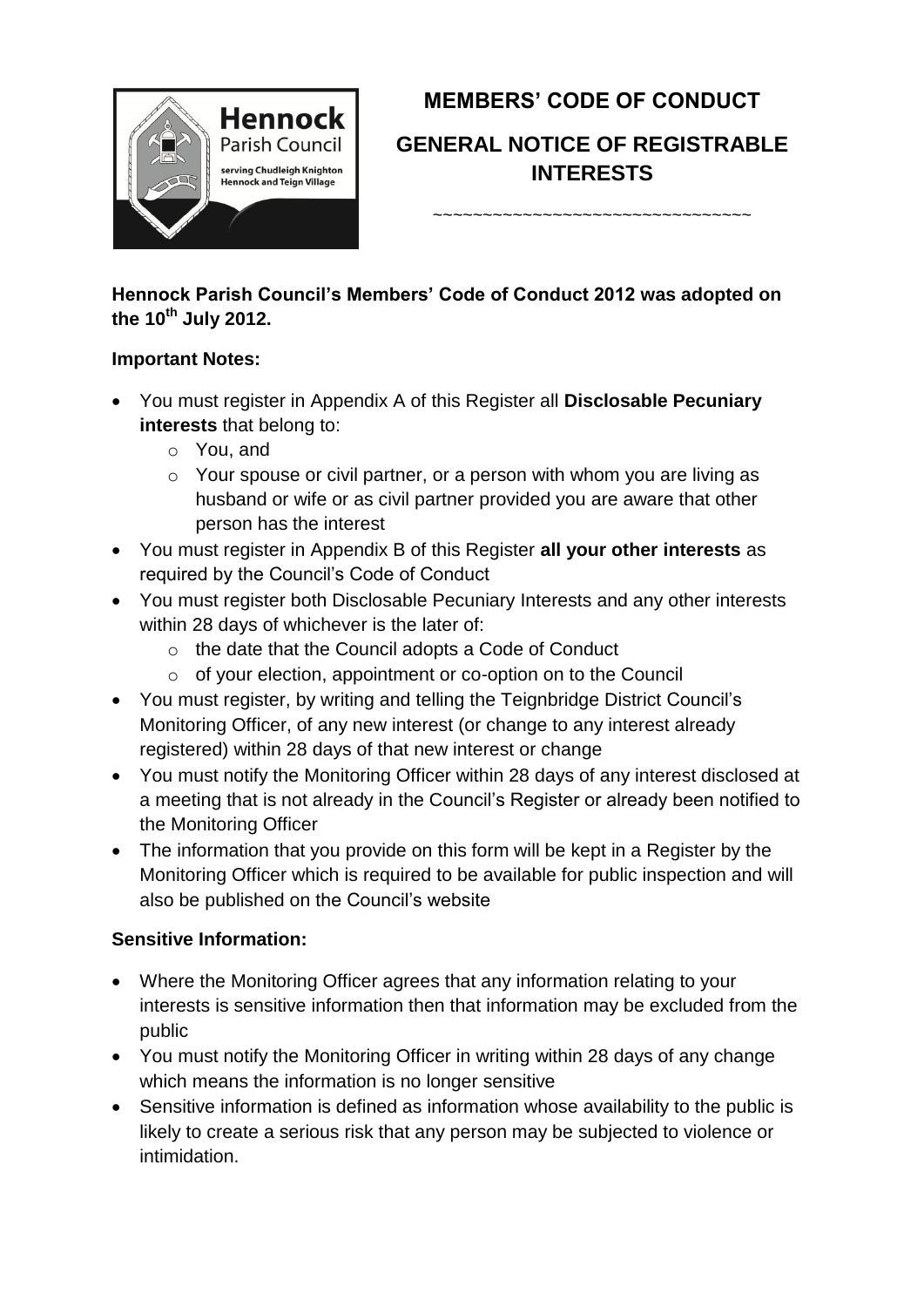# MEMBERS' CODE OF CONDUCT

## GENERAL NOTICE OF REGISTRABLE INTERESTS

~~~~~~~~~~~~~~~~~~~~~~~~~~~~~~~~~

**Hennock Parish Council's Members' Code of Conduct 2012 was adopted on the 10th July 2012.**

**Important Notes:**

- You must register in Appendix A of this Register all **Disclosable Pecuniary interests** that belong to:
  - You, and
  - Your spouse or civil partner, or a person with whom you are living as husband or wife or as civil partner provided you are aware that other person has the interest
- You must register in Appendix B of this Register **all your other interests** as required by the Council's Code of Conduct
- You must register both Disclosable Pecuniary Interests and any other interests within 28 days of whichever is the later of:
  - the date that the Council adopts a Code of Conduct
  - of your election, appointment or co-option on to the Council
- You must register, by writing and telling the Teignbridge District Council's Monitoring Officer, of any new interest (or change to any interest already registered) within 28 days of that new interest or change
- You must notify the Monitoring Officer within 28 days of any interest disclosed at a meeting that is not already in the Council's Register or already been notified to the Monitoring Officer
- The information that you provide on this form will be kept in a Register by the Monitoring Officer which is required to be available for public inspection and will also be published on the Council's website

**Sensitive Information:**

- Where the Monitoring Officer agrees that any information relating to your interests is sensitive information then that information may be excluded from the public
- You must notify the Monitoring Officer in writing within 28 days of any change which means the information is no longer sensitive
- Sensitive information is defined as information whose availability to the public is likely to create a serious risk that any person may be subjected to violence or intimidation.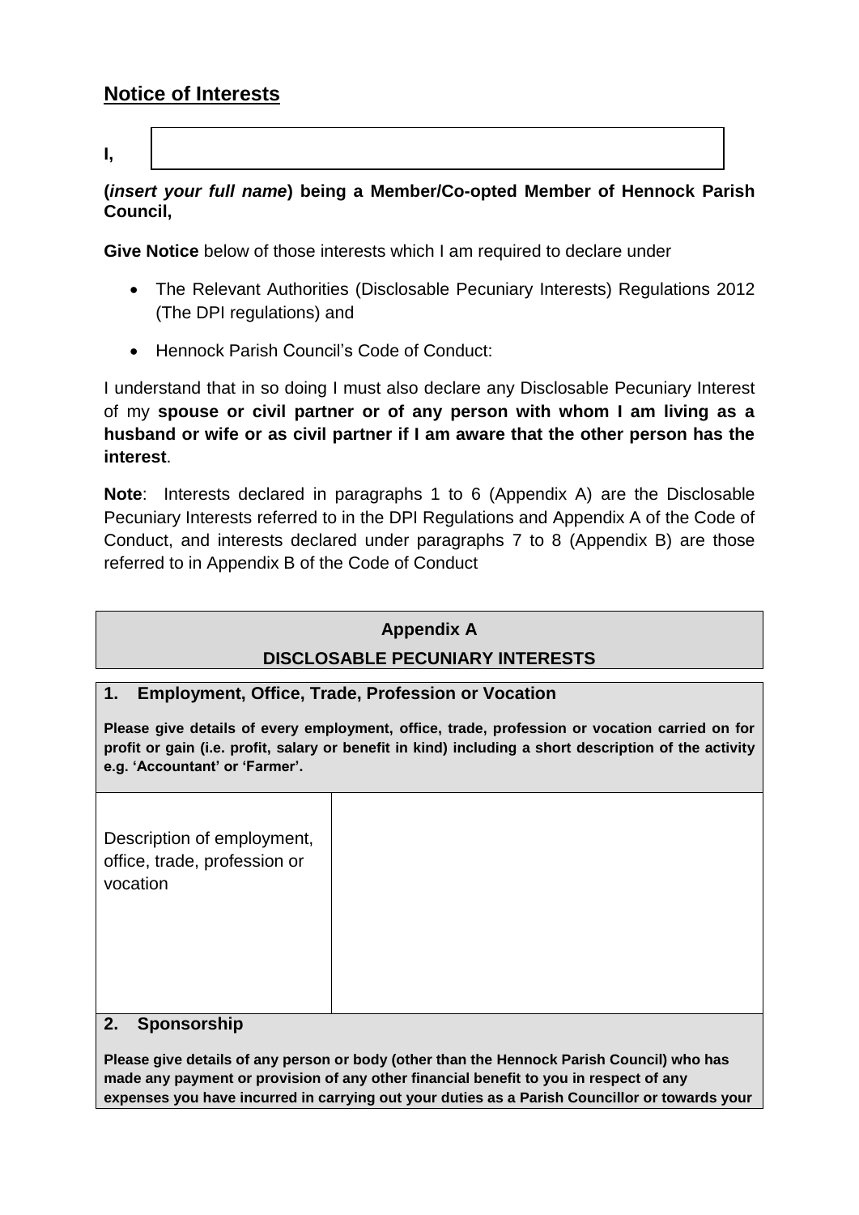## Notice of Interests

| I, | |
|---|---|

**(*insert your full name*) being a Member/Co-opted Member of Hennock Parish Council,**

**Give Notice** below of those interests which I am required to declare under

- The Relevant Authorities (Disclosable Pecuniary Interests) Regulations 2012 (The DPI regulations) and
- Hennock Parish Council's Code of Conduct:

I understand that in so doing I must also declare any Disclosable Pecuniary Interest of my **spouse or civil partner or of any person with whom I am living as a husband or wife or as civil partner if I am aware that the other person has the interest**.

**Note**: Interests declared in paragraphs 1 to 6 (Appendix A) are the Disclosable Pecuniary Interests referred to in the DPI Regulations and Appendix A of the Code of Conduct, and interests declared under paragraphs 7 to 8 (Appendix B) are those referred to in Appendix B of the Code of Conduct

| **Appendix A** |
|---|
| **DISCLOSABLE PECUNIARY INTERESTS** |

| **1. Employment, Office, Trade, Profession or Vocation** | |
|---|---|
| **Please give details of every employment, office, trade, profession or vocation carried on for profit or gain (i.e. profit, salary or benefit in kind) including a short description of the activity e.g. 'Accountant' or 'Farmer'.** | |
| Description of employment, office, trade, profession or vocation | |
| **2. Sponsorship** | |
| **Please give details of any person or body (other than the Hennock Parish Council) who has made any payment or provision of any other financial benefit to you in respect of any expenses you have incurred in carrying out your duties as a Parish Councillor or towards your** | |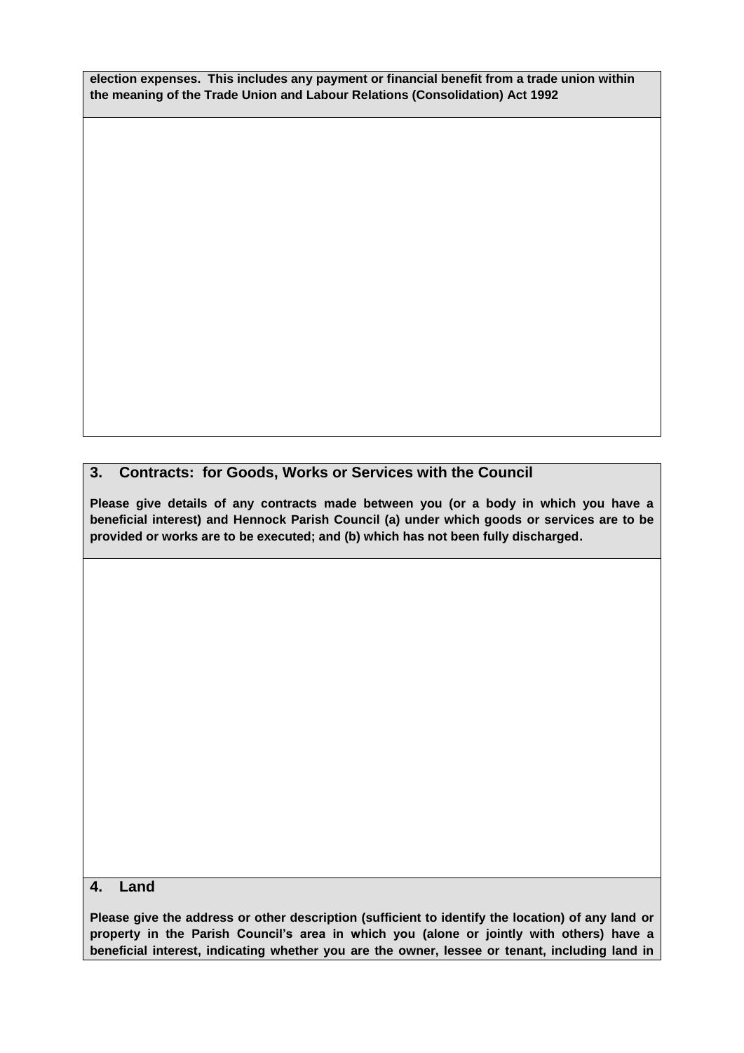**election expenses. This includes any payment or financial benefit from a trade union within the meaning of the Trade Union and Labour Relations (Consolidation) Act 1992**

## 3. Contracts: for Goods, Works or Services with the Council

**Please give details of any contracts made between you (or a body in which you have a beneficial interest) and Hennock Parish Council (a) under which goods or services are to be provided or works are to be executed; and (b) which has not been fully discharged.**

## 4. Land

**Please give the address or other description (sufficient to identify the location) of any land or property in the Parish Council's area in which you (alone or jointly with others) have a beneficial interest, indicating whether you are the owner, lessee or tenant, including land in**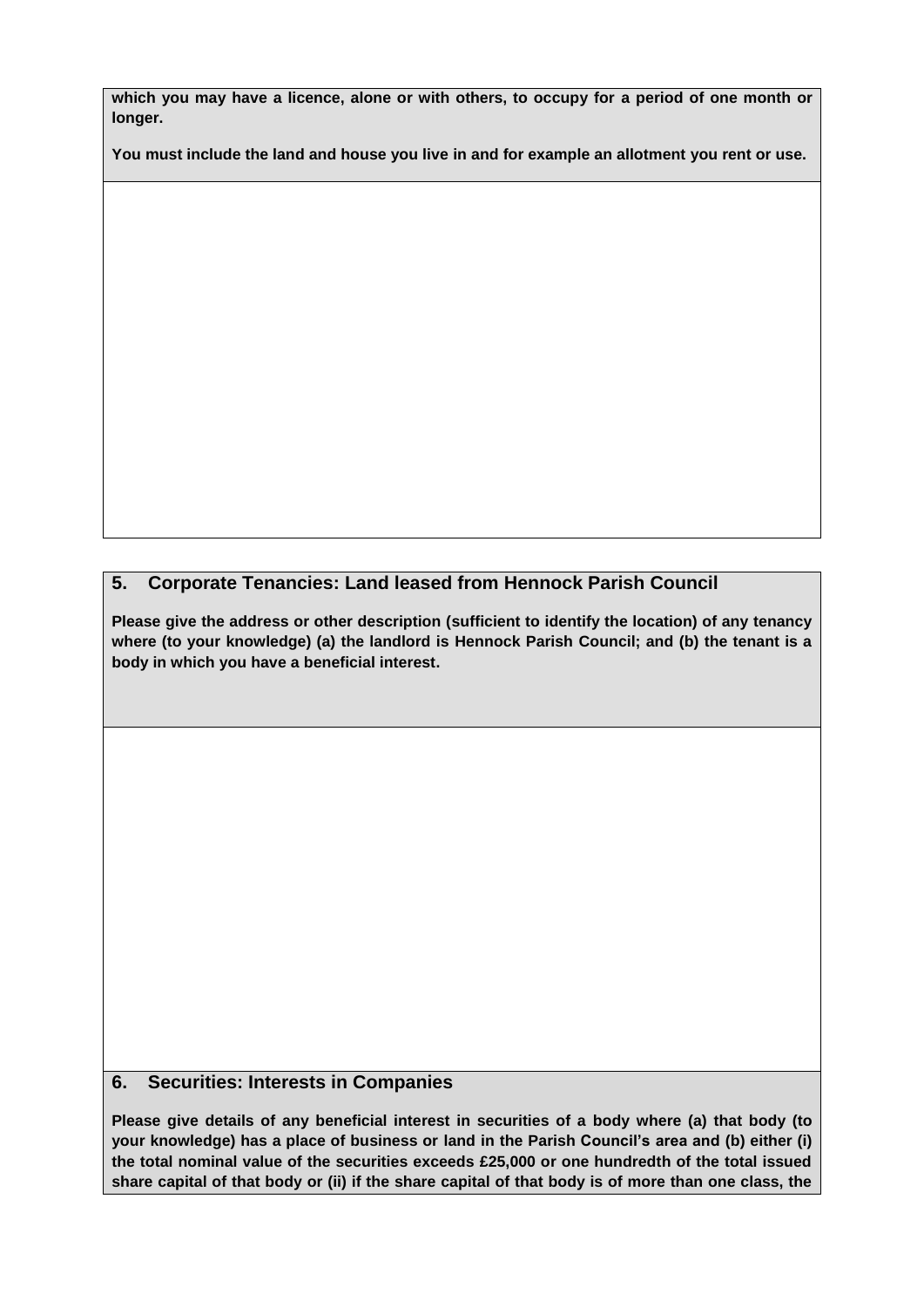**which you may have a licence, alone or with others, to occupy for a period of one month or longer.**

**You must include the land and house you live in and for example an allotment you rent or use.**

## 5. Corporate Tenancies: Land leased from Hennock Parish Council

**Please give the address or other description (sufficient to identify the location) of any tenancy where (to your knowledge) (a) the landlord is Hennock Parish Council; and (b) the tenant is a body in which you have a beneficial interest.**

## 6. Securities: Interests in Companies

**Please give details of any beneficial interest in securities of a body where (a) that body (to your knowledge) has a place of business or land in the Parish Council's area and (b) either (i) the total nominal value of the securities exceeds £25,000 or one hundredth of the total issued share capital of that body or (ii) if the share capital of that body is of more than one class, the**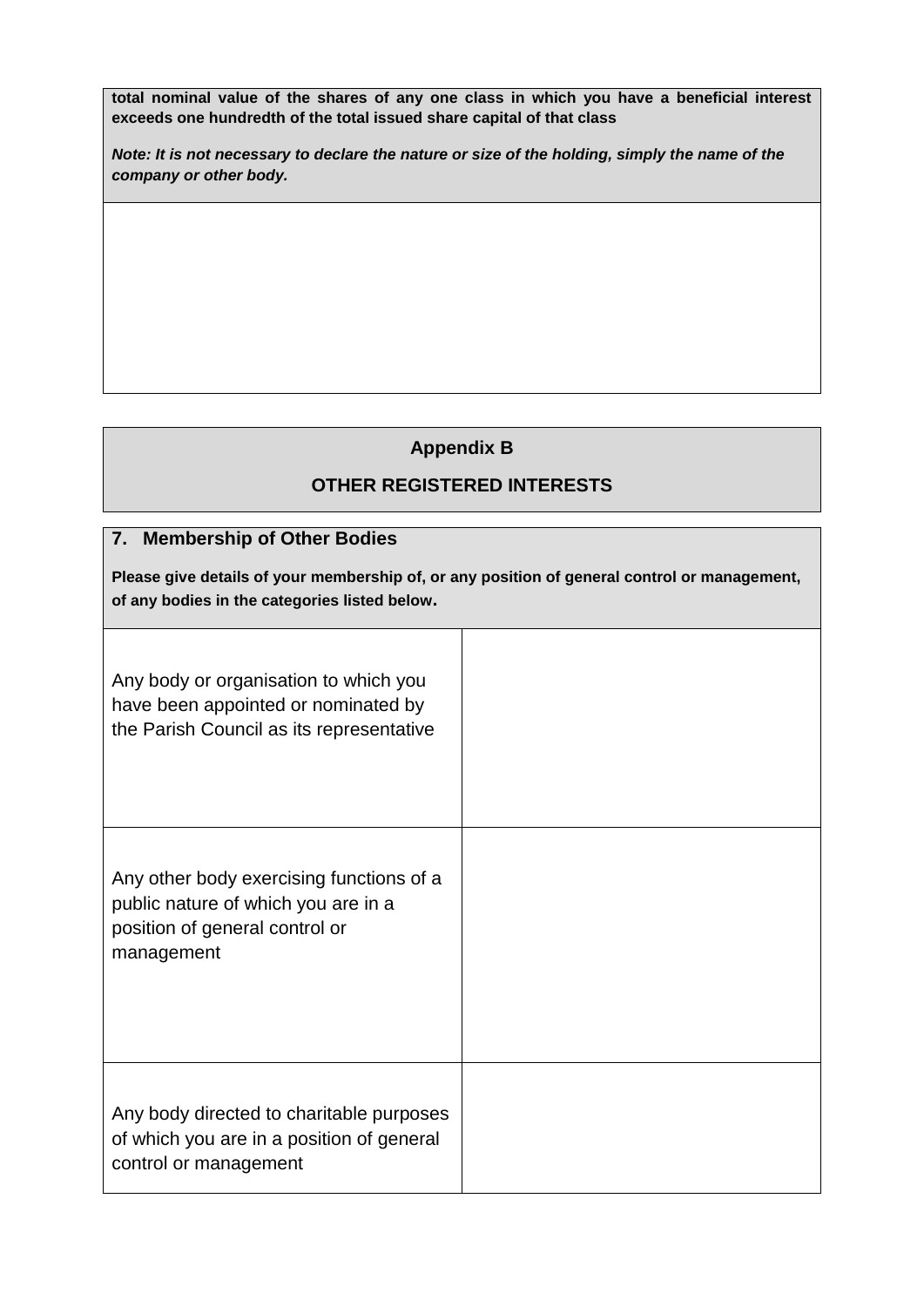**total nominal value of the shares of any one class in which you have a beneficial interest exceeds one hundredth of the total issued share capital of that class**

***Note: It is not necessary to declare the nature or size of the holding, simply the name of the company or other body.***

## Appendix B

## OTHER REGISTERED INTERESTS

### 7. Membership of Other Bodies

**Please give details of your membership of, or any position of general control or management, of any bodies in the categories listed below.**

| | |
|---|---|
| Any body or organisation to which you have been appointed or nominated by the Parish Council as its representative | |
| Any other body exercising functions of a public nature of which you are in a position of general control or management | |
| Any body directed to charitable purposes of which you are in a position of general control or management | |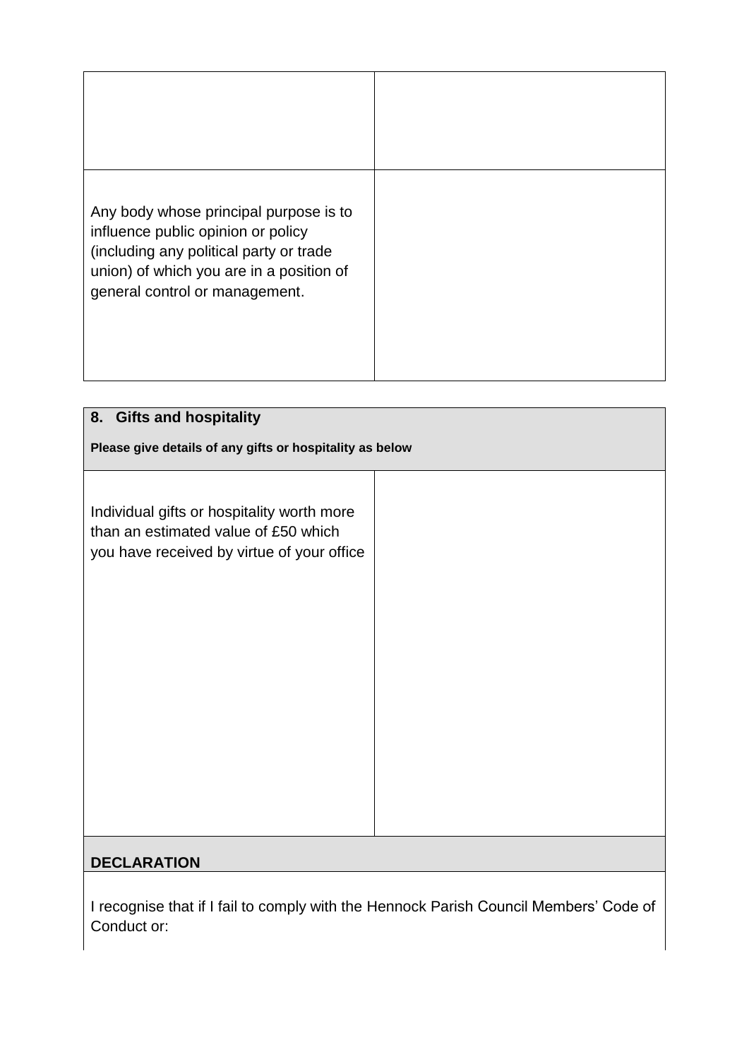| | |
|---|---|
| | |
| Any body whose principal purpose is to influence public opinion or policy (including any political party or trade union) of which you are in a position of general control or management. | |

| **8. Gifts and hospitality** | |
|---|---|
| **Please give details of any gifts or hospitality as below** | |
| Individual gifts or hospitality worth more than an estimated value of £50 which you have received by virtue of your office | |

**DECLARATION**

I recognise that if I fail to comply with the Hennock Parish Council Members' Code of Conduct or: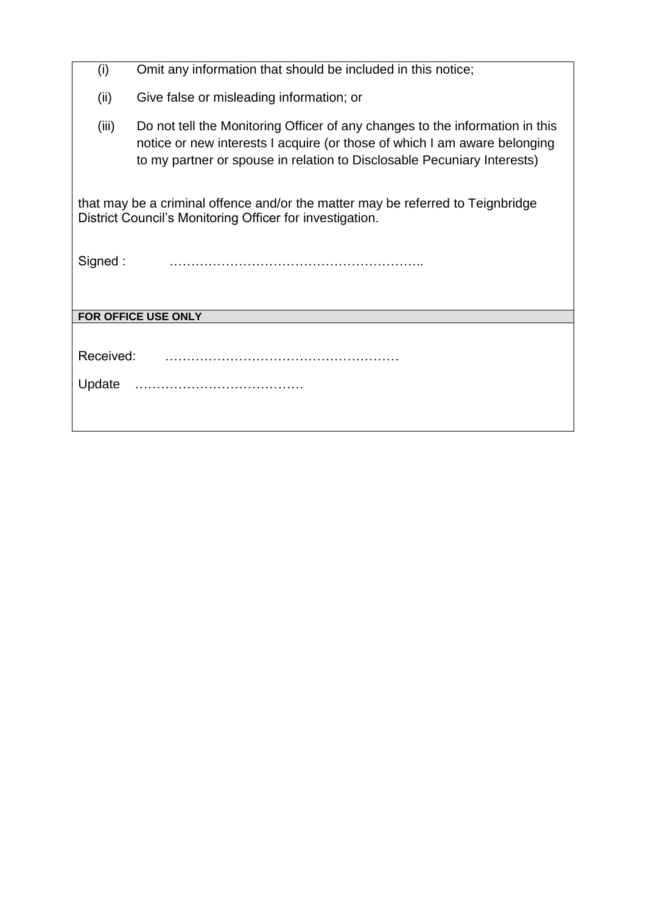(i) Omit any information that should be included in this notice;

(ii) Give false or misleading information; or

(iii) Do not tell the Monitoring Officer of any changes to the information in this notice or new interests I acquire (or those of which I am aware belonging to my partner or spouse in relation to Disclosable Pecuniary Interests)

that may be a criminal offence and/or the matter may be referred to Teignbridge District Council's Monitoring Officer for investigation.

Signed : …………………………………………………..

**FOR OFFICE USE ONLY**

Received: ………………………………………………

Update …………………………………